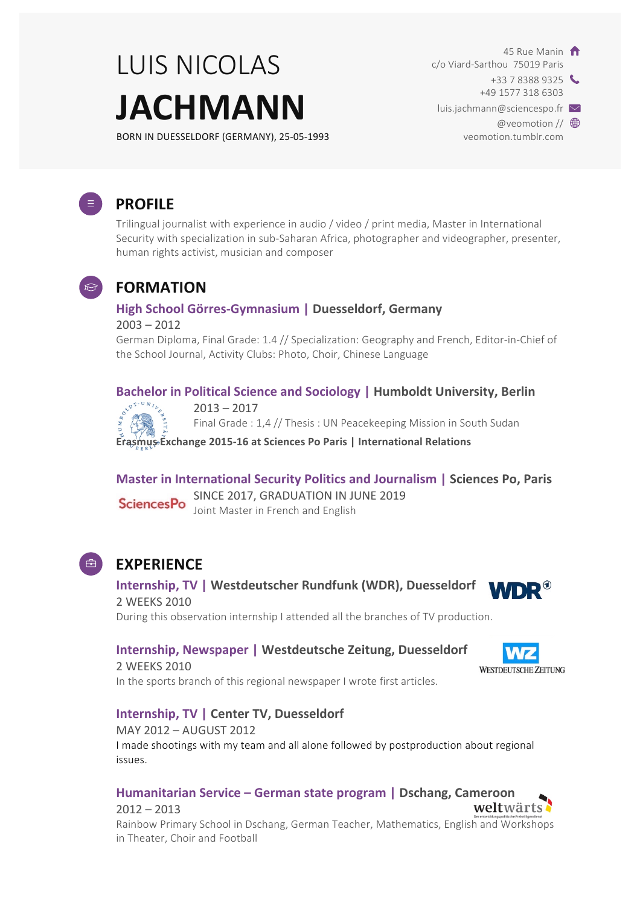# LUIS NICOLAS **JACHMANN**

BORN IN DUESSELDORF (GERMANY), 25-05-1993

45 Rue Manin
c/o Viard-Sarthou 75019 Paris
+33 7 8388 9325
+49 1577 318 6303
luis.jachmann@sciencespo.fr
@veomotion //
veomotion.tumblr.com

## PROFILE

Trilingual journalist with experience in audio / video / print media, Master in International Security with specialization in sub-Saharan Africa, photographer and videographer, presenter, human rights activist, musician and composer

## FORMATION

### High School Görres-Gymnasium | Duesseldorf, Germany

2003 – 2012

German Diploma, Final Grade: 1.4 // Specialization: Geography and French, Editor-in-Chief of the School Journal, Activity Clubs: Photo, Choir, Chinese Language

### Bachelor in Political Science and Sociology | Humboldt University, Berlin

2013 – 2017

Final Grade : 1,4 // Thesis : UN Peacekeeping Mission in South Sudan

**Erasmus Exchange 2015-16 at Sciences Po Paris | International Relations**

### Master in International Security Politics and Journalism | Sciences Po, Paris

SINCE 2017, GRADUATION IN JUNE 2019

Joint Master in French and English

## EXPERIENCE

### Internship, TV | Westdeutscher Rundfunk (WDR), Duesseldorf

2 WEEKS 2010

During this observation internship I attended all the branches of TV production.

### Internship, Newspaper | Westdeutsche Zeitung, Duesseldorf

2 WEEKS 2010

In the sports branch of this regional newspaper I wrote first articles.

### Internship, TV | Center TV, Duesseldorf

MAY 2012 – AUGUST 2012

I made shootings with my team and all alone followed by postproduction about regional issues.

### Humanitarian Service – German state program | Dschang, Cameroon

2012 – 2013

Rainbow Primary School in Dschang, German Teacher, Mathematics, English and Workshops in Theater, Choir and Football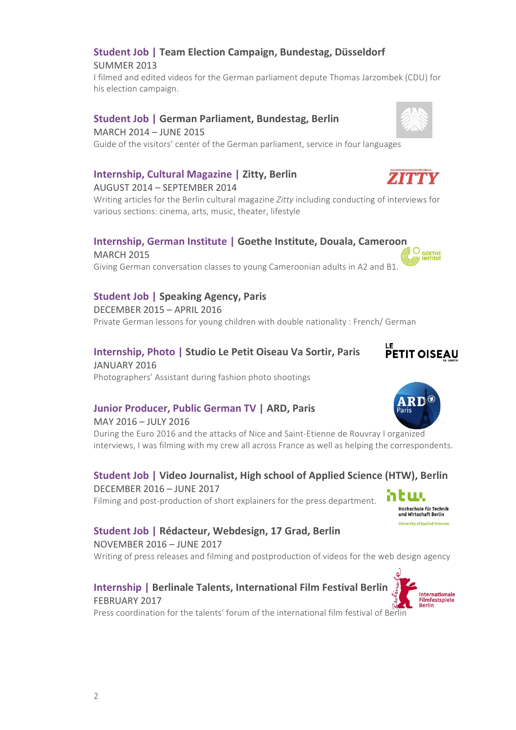### Student Job | Team Election Campaign, Bundestag, Düsseldorf

SUMMER 2013

I filmed and edited videos for the German parliament depute Thomas Jarzombek (CDU) for his election campaign.

### Student Job | German Parliament, Bundestag, Berlin

MARCH 2014 – JUNE 2015

Guide of the visitors' center of the German parliament, service in four languages

### Internship, Cultural Magazine | Zitty, Berlin

AUGUST 2014 – SEPTEMBER 2014

Writing articles for the Berlin cultural magazine *Zitty* including conducting of interviews for various sections: cinema, arts, music, theater, lifestyle

### Internship, German Institute | Goethe Institute, Douala, Cameroon

MARCH 2015

Giving German conversation classes to young Cameroonian adults in A2 and B1.

### Student Job | Speaking Agency, Paris

DECEMBER 2015 – APRIL 2016

Private German lessons for young children with double nationality : French/ German

### Internship, Photo | Studio Le Petit Oiseau Va Sortir, Paris

JANUARY 2016

Photographers' Assistant during fashion photo shootings

### Junior Producer, Public German TV | ARD, Paris

MAY 2016 – JULY 2016

During the Euro 2016 and the attacks of Nice and Saint-Etienne de Rouvray I organized interviews, I was filming with my crew all across France as well as helping the correspondents.

### Student Job | Video Journalist, High school of Applied Science (HTW), Berlin

DECEMBER 2016 – JUNE 2017

Filming and post-production of short explainers for the press department.

### Student Job | Rédacteur, Webdesign, 17 Grad, Berlin

NOVEMBER 2016 – JUNE 2017

Writing of press releases and filming and postproduction of videos for the web design agency

### Internship | Berlinale Talents, International Film Festival Berlin

FEBRUARY 2017

Press coordination for the talents' forum of the international film festival of Berlin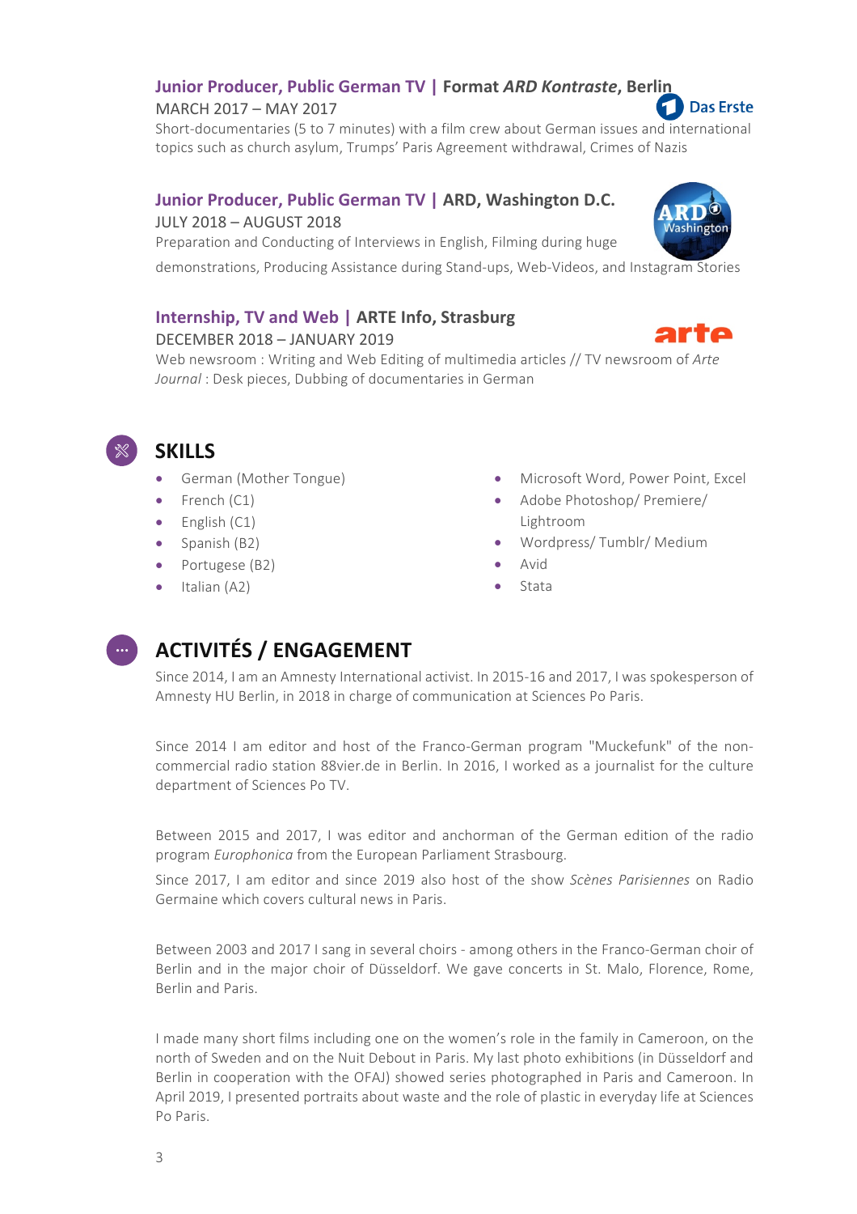### **Junior Producer, Public German TV | Format *ARD Kontraste*, Berlin**

MARCH 2017 – MAY 2017

Short-documentaries (5 to 7 minutes) with a film crew about German issues and international topics such as church asylum, Trumps' Paris Agreement withdrawal, Crimes of Nazis

### **Junior Producer, Public German TV | ARD, Washington D.C.**

JULY 2018 – AUGUST 2018

Preparation and Conducting of Interviews in English, Filming during huge demonstrations, Producing Assistance during Stand-ups, Web-Videos, and Instagram Stories

### **Internship, TV and Web | ARTE Info, Strasburg**

DECEMBER 2018 – JANUARY 2019

Web newsroom : Writing and Web Editing of multimedia articles // TV newsroom of *Arte Journal* : Desk pieces, Dubbing of documentaries in German

## SKILLS

- German (Mother Tongue)
- French (C1)
- English (C1)
- Spanish (B2)
- Portugese (B2)
- Italian (A2)
- Microsoft Word, Power Point, Excel
- Adobe Photoshop/ Premiere/ Lightroom
- Wordpress/ Tumblr/ Medium
- Avid
- Stata

## ACTIVITÉS / ENGAGEMENT

Since 2014, I am an Amnesty International activist. In 2015-16 and 2017, I was spokesperson of Amnesty HU Berlin, in 2018 in charge of communication at Sciences Po Paris.

Since 2014 I am editor and host of the Franco-German program "Muckefunk" of the non-commercial radio station 88vier.de in Berlin. In 2016, I worked as a journalist for the culture department of Sciences Po TV.

Between 2015 and 2017, I was editor and anchorman of the German edition of the radio program *Europhonica* from the European Parliament Strasbourg.

Since 2017, I am editor and since 2019 also host of the show *Scènes Parisiennes* on Radio Germaine which covers cultural news in Paris.

Between 2003 and 2017 I sang in several choirs - among others in the Franco-German choir of Berlin and in the major choir of Düsseldorf. We gave concerts in St. Malo, Florence, Rome, Berlin and Paris.

I made many short films including one on the women's role in the family in Cameroon, on the north of Sweden and on the Nuit Debout in Paris. My last photo exhibitions (in Düsseldorf and Berlin in cooperation with the OFAJ) showed series photographed in Paris and Cameroon. In April 2019, I presented portraits about waste and the role of plastic in everyday life at Sciences Po Paris.